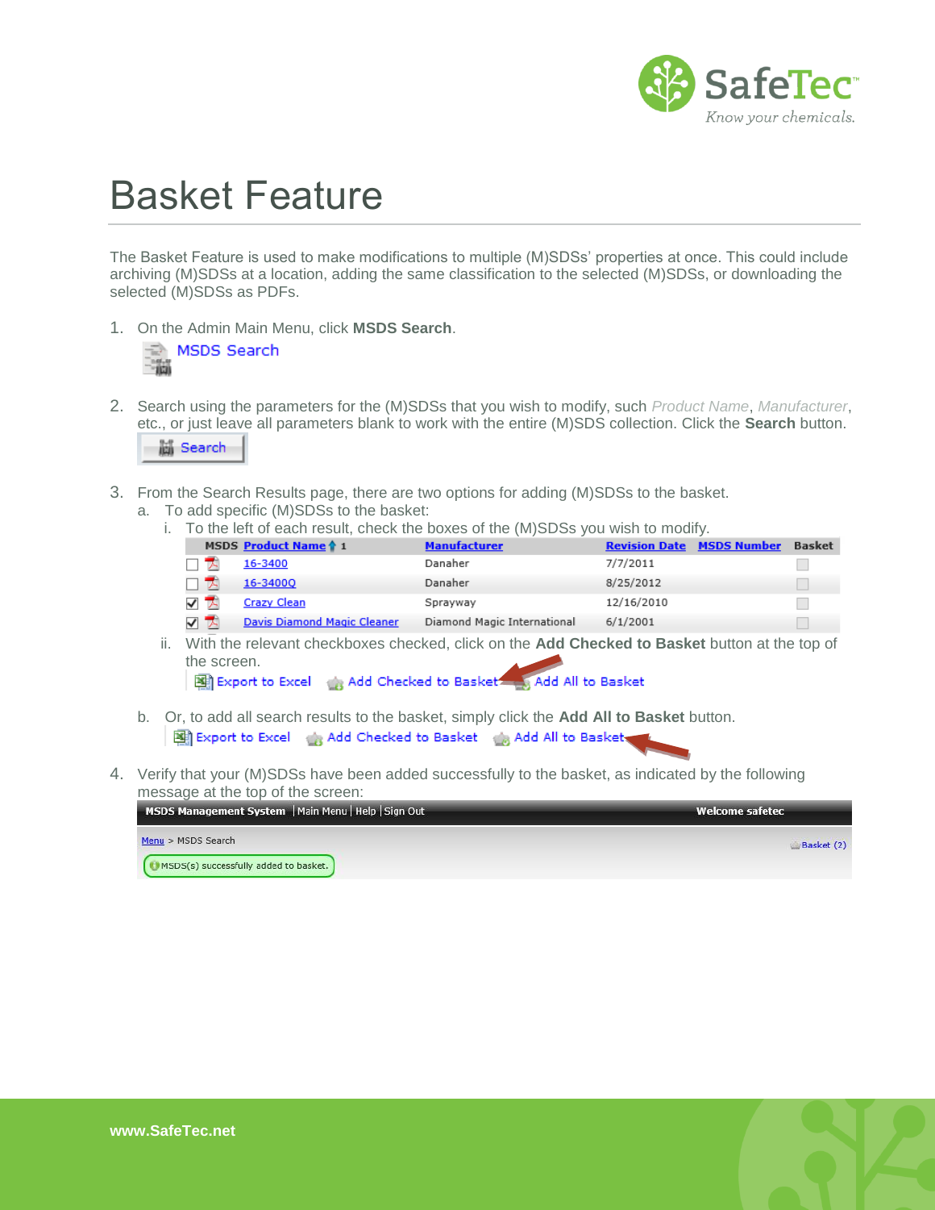# Basket Feature

The Basket Feature is used to make modifications to multiple (M)SDSs' properties at once. This could include archiving (M)SDSs at a location, adding the same classification to the selected (M)SDSs, or downloading the selected (M)SDSs as PDFs.

1. On the Admin Main Menu, click **MSDS Search**.

   MSDS Search

2. Search using the parameters for the (M)SDSs that you wish to modify, such *Product Name*, *Manufacturer*, etc., or just leave all parameters blank to work with the entire (M)SDS collection. Click the **Search** button.

   Search

3. From the Search Results page, there are two options for adding (M)SDSs to the basket.
   a. To add specific (M)SDSs to the basket:
      i. To the left of each result, check the boxes of the (M)SDSs you wish to modify.

| | MSDS | Product Name 1 | Manufacturer | Revision Date | MSDS Number | Basket |
|---|---|---|---|---|---|---|
| ☐ | | 16-3400 | Danaher | 7/7/2011 | | ☐ |
| ☐ | | 16-3400Q | Danaher | 8/25/2012 | | ☐ |
| ☑ | | Crazy Clean | Sprayway | 12/16/2010 | | ☐ |
| ☑ | | Davis Diamond Magic Cleaner | Diamond Magic International | 6/1/2001 | | ☐ |

      ii. With the relevant checkboxes checked, click on the **Add Checked to Basket** button at the top of the screen.

      Export to Excel | Add Checked to Basket | Add All to Basket

   b. Or, to add all search results to the basket, simply click the **Add All to Basket** button.

      Export to Excel | Add Checked to Basket | Add All to Basket

4. Verify that your (M)SDSs have been added successfully to the basket, as indicated by the following message at the top of the screen:

   MSDS Management System | Main Menu | Help | Sign Out — Welcome safetec

   Menu > MSDS Search — Basket (2)

   MSDS(s) successfully added to basket.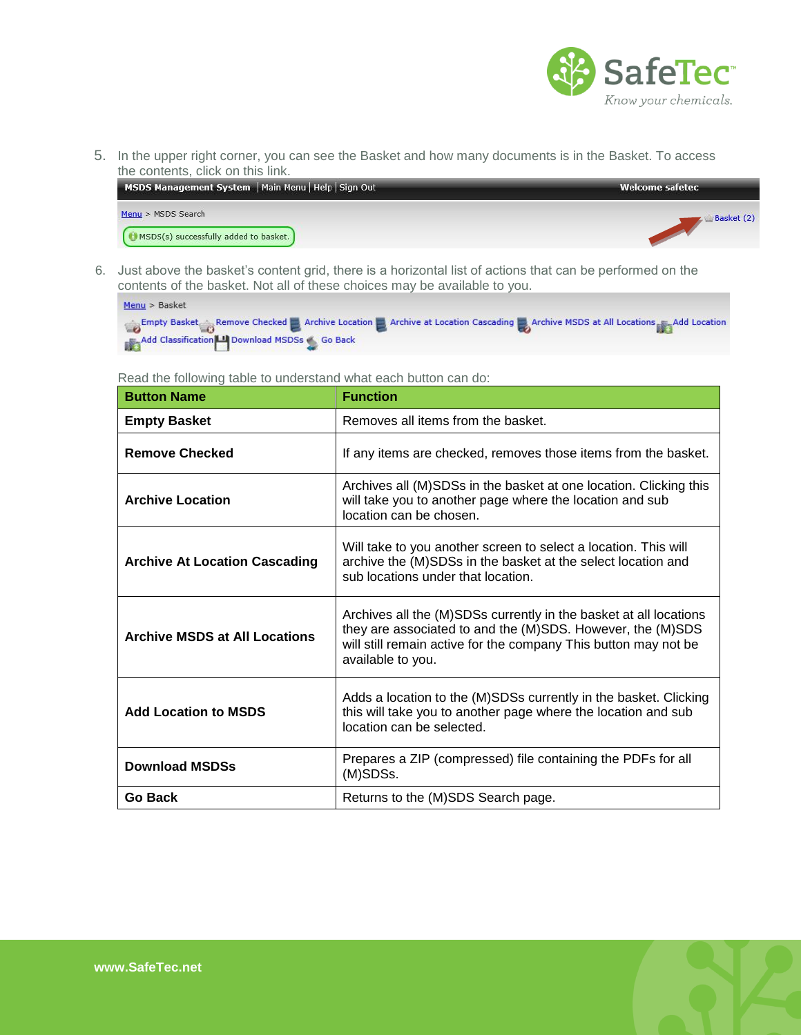5. In the upper right corner, you can see the Basket and how many documents is in the Basket. To access the contents, click on this link.

6. Just above the basket's content grid, there is a horizontal list of actions that can be performed on the contents of the basket. Not all of these choices may be available to you.

Read the following table to understand what each button can do:

| Button Name | Function |
| --- | --- |
| **Empty Basket** | Removes all items from the basket. |
| **Remove Checked** | If any items are checked, removes those items from the basket. |
| **Archive Location** | Archives all (M)SDSs in the basket at one location. Clicking this will take you to another page where the location and sub location can be chosen. |
| **Archive At Location Cascading** | Will take to you another screen to select a location. This will archive the (M)SDSs in the basket at the select location and sub locations under that location. |
| **Archive MSDS at All Locations** | Archives all the (M)SDSs currently in the basket at all locations they are associated to and the (M)SDS. However, the (M)SDS will still remain active for the company This button may not be available to you. |
| **Add Location to MSDS** | Adds a location to the (M)SDSs currently in the basket. Clicking this will take you to another page where the location and sub location can be selected. |
| **Download MSDSs** | Prepares a ZIP (compressed) file containing the PDFs for all (M)SDSs. |
| **Go Back** | Returns to the (M)SDS Search page. |